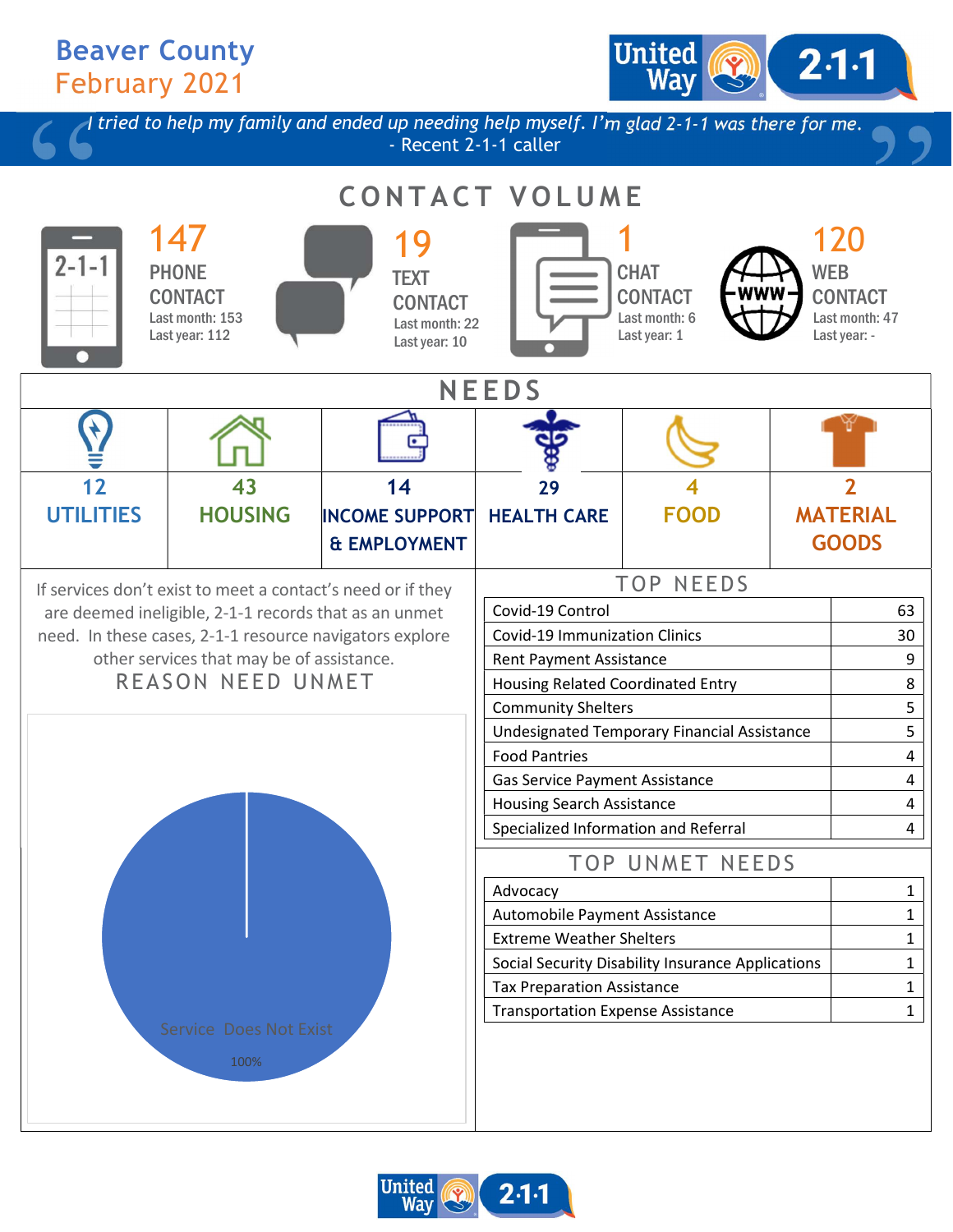# Beaver County
## February 2021

*"I tried to help my family and ended up needing help myself. I'm glad 2-1-1 was there for me."*
- Recent 2-1-1 caller

## CONTACT VOLUME

**147** PHONE CONTACT
Last month: 153
Last year: 112

**19** TEXT CONTACT
Last month: 22
Last year: 10

**1** CHAT CONTACT
Last month: 6
Last year: 1

**120** WEB CONTACT
Last month: 47
Last year: -

## NEEDS

| 12 UTILITIES | 43 HOUSING | 14 INCOME SUPPORT & EMPLOYMENT | 29 HEALTH CARE | 4 FOOD | 2 MATERIAL GOODS |
|---|---|---|---|---|---|

If services don't exist to meet a contact's need or if they are deemed ineligible, 2-1-1 records that as an unmet need. In these cases, 2-1-1 resource navigators explore other services that may be of assistance.

### REASON NEED UNMET

Service Does Not Exist: 100%

### TOP NEEDS

| Need | Count |
|---|---|
| Covid-19 Control | 63 |
| Covid-19 Immunization Clinics | 30 |
| Rent Payment Assistance | 9 |
| Housing Related Coordinated Entry | 8 |
| Community Shelters | 5 |
| Undesignated Temporary Financial Assistance | 5 |
| Food Pantries | 4 |
| Gas Service Payment Assistance | 4 |
| Housing Search Assistance | 4 |
| Specialized Information and Referral | 4 |

### TOP UNMET NEEDS

| Need | Count |
|---|---|
| Advocacy | 1 |
| Automobile Payment Assistance | 1 |
| Extreme Weather Shelters | 1 |
| Social Security Disability Insurance Applications | 1 |
| Tax Preparation Assistance | 1 |
| Transportation Expense Assistance | 1 |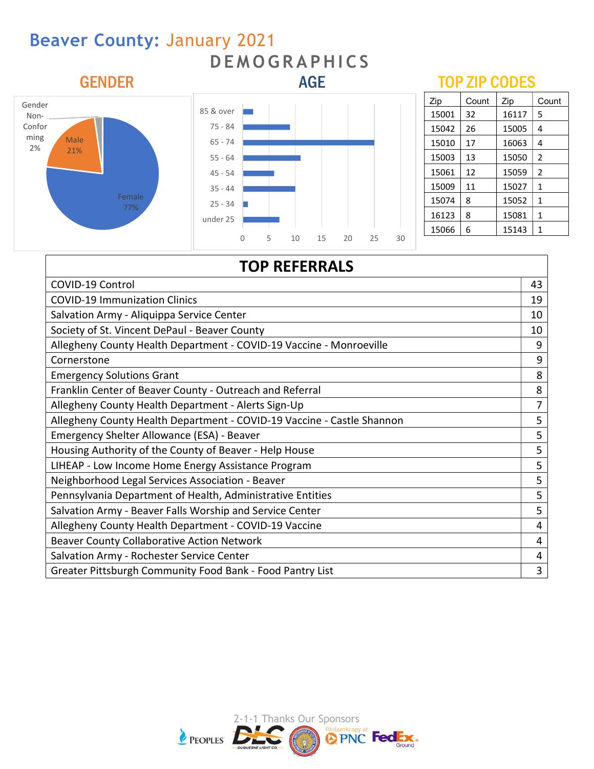# Beaver County: January 2021

## DEMOGRAPHICS

### GENDER

Gender Non-Conforming 2%

Male 21%

Female 77%

### AGE

85 & over
75 - 84
65 - 74
55 - 64
45 - 54
35 - 44
25 - 34
under 25

0 5 10 15 20 25 30

### TOP ZIP CODES

| Zip | Count | Zip | Count |
|---|---|---|---|
| 15001 | 32 | 16117 | 5 |
| 15042 | 26 | 15005 | 4 |
| 15010 | 17 | 16063 | 4 |
| 15003 | 13 | 15050 | 2 |
| 15061 | 12 | 15059 | 2 |
| 15009 | 11 | 15027 | 1 |
| 15074 | 8 | 15052 | 1 |
| 16123 | 8 | 15081 | 1 |
| 15066 | 6 | 15143 | 1 |

## TOP REFERRALS

| | |
|---|---|
| COVID-19 Control | 43 |
| COVID-19 Immunization Clinics | 19 |
| Salvation Army - Aliquippa Service Center | 10 |
| Society of St. Vincent DePaul - Beaver County | 10 |
| Allegheny County Health Department - COVID-19 Vaccine - Monroeville | 9 |
| Cornerstone | 9 |
| Emergency Solutions Grant | 8 |
| Franklin Center of Beaver County - Outreach and Referral | 8 |
| Allegheny County Health Department - Alerts Sign-Up | 7 |
| Allegheny County Health Department - COVID-19 Vaccine - Castle Shannon | 5 |
| Emergency Shelter Allowance (ESA) - Beaver | 5 |
| Housing Authority of the County of Beaver - Help House | 5 |
| LIHEAP - Low Income Home Energy Assistance Program | 5 |
| Neighborhood Legal Services Association - Beaver | 5 |
| Pennsylvania Department of Health, Administrative Entities | 5 |
| Salvation Army - Beaver Falls Worship and Service Center | 5 |
| Allegheny County Health Department - COVID-19 Vaccine | 4 |
| Beaver County Collaborative Action Network | 4 |
| Salvation Army - Rochester Service Center | 4 |
| Greater Pittsburgh Community Food Bank - Food Pantry List | 3 |

2-1-1 Thanks Our Sponsors